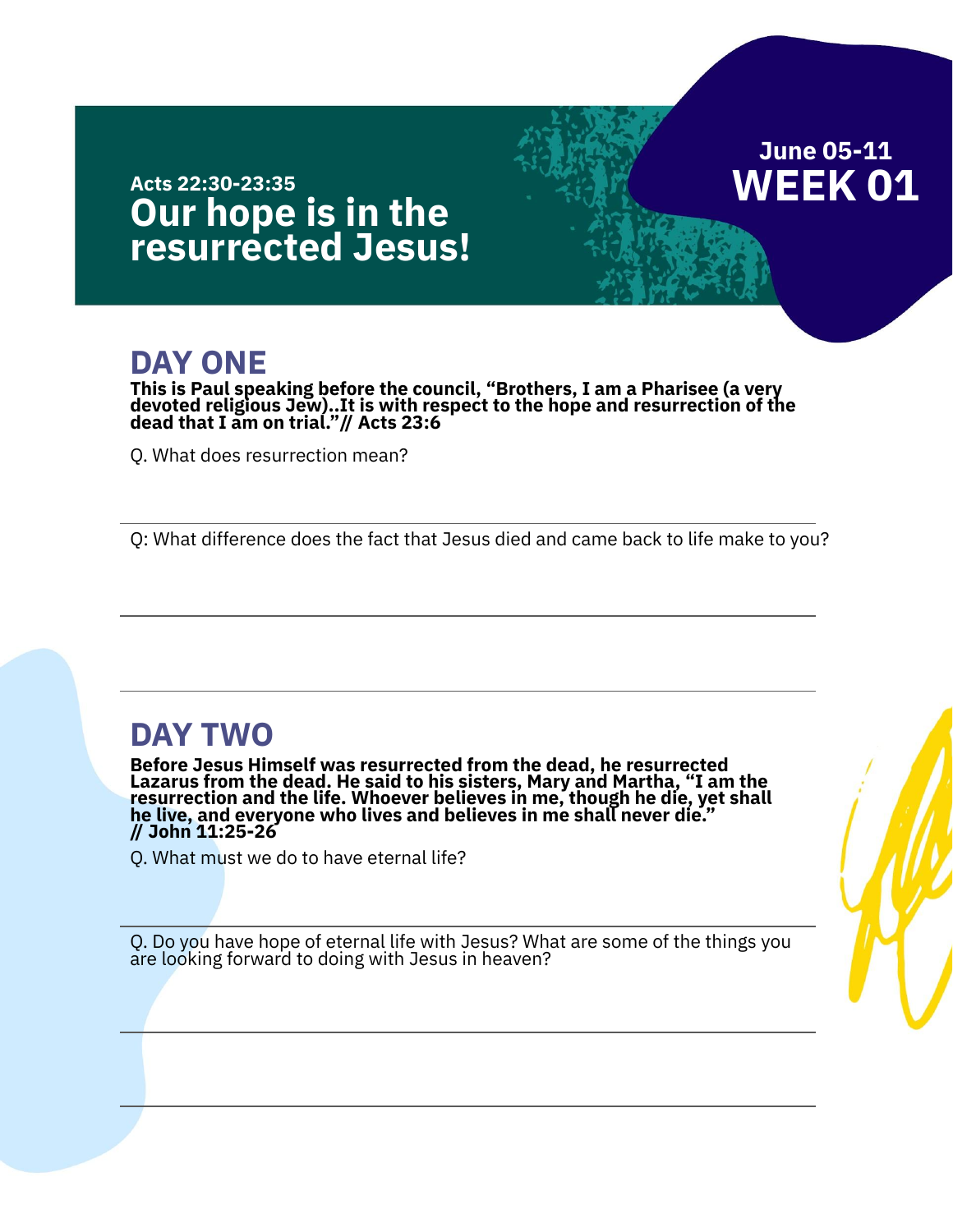June 05-11

# WEEK 01

Acts 22:30-23:35

# Our hope is in the resurrected Jesus!

## DAY ONE

**This is Paul speaking before the council, “Brothers, I am a Pharisee (a very devoted religious Jew)..It is with respect to the hope and resurrection of the dead that I am on trial.”// Acts 23:6**

Q. What does resurrection mean?

Q: What difference does the fact that Jesus died and came back to life make to you?

## DAY TWO

**Before Jesus Himself was resurrected from the dead, he resurrected Lazarus from the dead. He said to his sisters, Mary and Martha, “I am the resurrection and the life. Whoever believes in me, though he die, yet shall he live, and everyone who lives and believes in me shall never die.” // John 11:25-26**

Q. What must we do to have eternal life?

Q. Do you have hope of eternal life with Jesus? What are some of the things you are looking forward to doing with Jesus in heaven?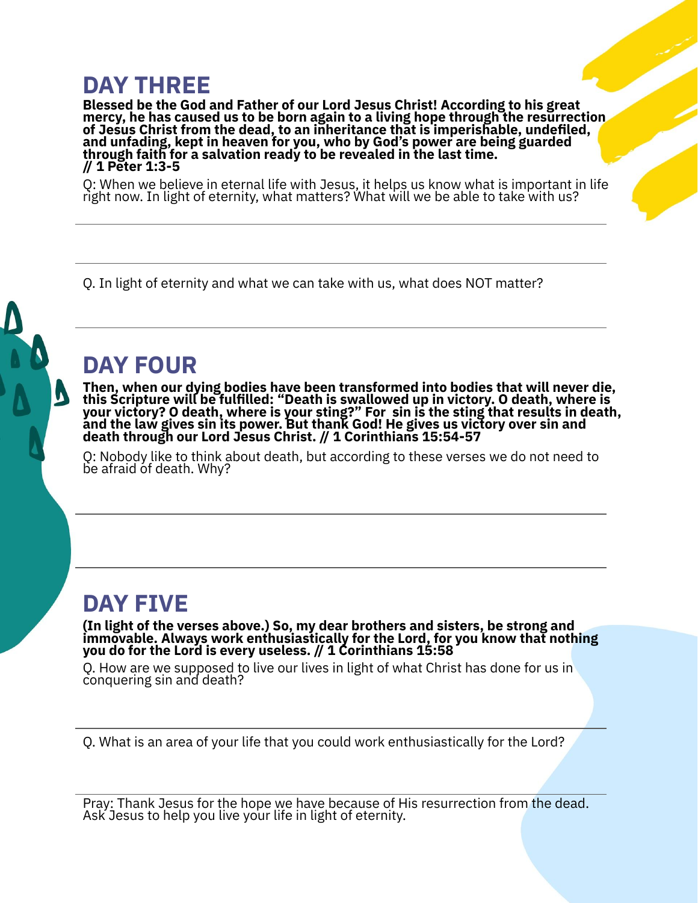## DAY THREE

**Blessed be the God and Father of our Lord Jesus Christ! According to his great mercy, he has caused us to be born again to a living hope through the resurrection of Jesus Christ from the dead, to an inheritance that is imperishable, undefiled, and unfading, kept in heaven for you, who by God's power are being guarded through faith for a salvation ready to be revealed in the last time. // 1 Peter 1:3-5**

Q: When we believe in eternal life with Jesus, it helps us know what is important in life right now. In light of eternity, what matters? What will we be able to take with us?

Q. In light of eternity and what we can take with us, what does NOT matter?

## DAY FOUR

**Then, when our dying bodies have been transformed into bodies that will never die, this Scripture will be fulfilled: "Death is swallowed up in victory. O death, where is your victory? O death, where is your sting?" For sin is the sting that results in death, and the law gives sin its power. But thank God! He gives us victory over sin and death through our Lord Jesus Christ. // 1 Corinthians 15:54-57**

Q: Nobody like to think about death, but according to these verses we do not need to be afraid of death. Why?

## DAY FIVE

**(In light of the verses above.) So, my dear brothers and sisters, be strong and immovable. Always work enthusiastically for the Lord, for you know that nothing you do for the Lord is every useless. // 1 Corinthians 15:58**

Q. How are we supposed to live our lives in light of what Christ has done for us in conquering sin and death?

Q. What is an area of your life that you could work enthusiastically for the Lord?

Pray: Thank Jesus for the hope we have because of His resurrection from the dead. Ask Jesus to help you live your life in light of eternity.